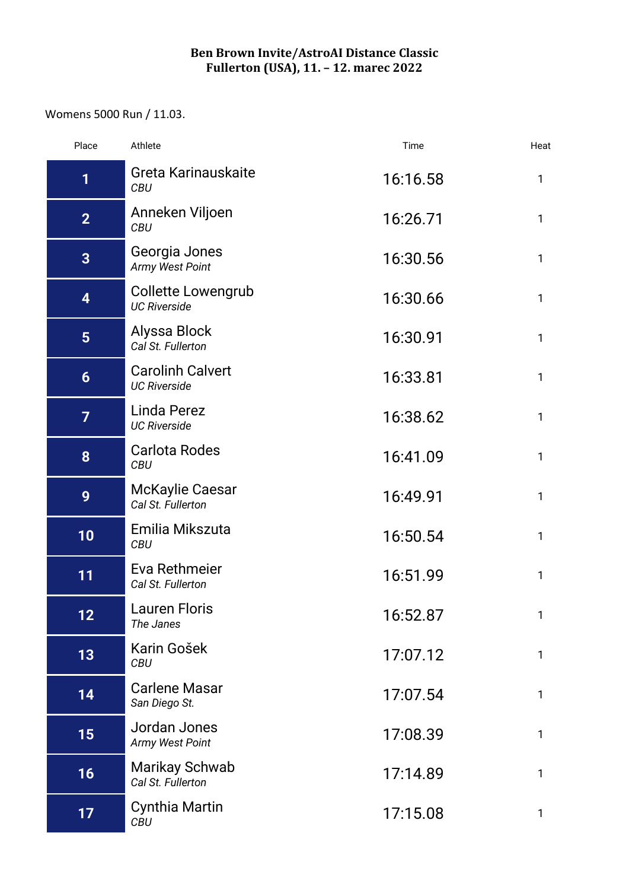**Ben Brown Invite/AstroAI Distance Classic**
**Fullerton (USA), 11. – 12. marec 2022**

Womens 5000 Run / 11.03.

| Place | Athlete | Time | Heat |
|---|---|---|---|
| 1 | Greta Karinauskaite *CBU* | 16:16.58 | 1 |
| 2 | Anneken Viljoen *CBU* | 16:26.71 | 1 |
| 3 | Georgia Jones *Army West Point* | 16:30.56 | 1 |
| 4 | Collette Lowengrub *UC Riverside* | 16:30.66 | 1 |
| 5 | Alyssa Block *Cal St. Fullerton* | 16:30.91 | 1 |
| 6 | Carolinh Calvert *UC Riverside* | 16:33.81 | 1 |
| 7 | Linda Perez *UC Riverside* | 16:38.62 | 1 |
| 8 | Carlota Rodes *CBU* | 16:41.09 | 1 |
| 9 | McKaylie Caesar *Cal St. Fullerton* | 16:49.91 | 1 |
| 10 | Emilia Mikszuta *CBU* | 16:50.54 | 1 |
| 11 | Eva Rethmeier *Cal St. Fullerton* | 16:51.99 | 1 |
| 12 | Lauren Floris *The Janes* | 16:52.87 | 1 |
| 13 | Karin Gošek *CBU* | 17:07.12 | 1 |
| 14 | Carlene Masar *San Diego St.* | 17:07.54 | 1 |
| 15 | Jordan Jones *Army West Point* | 17:08.39 | 1 |
| 16 | Marikay Schwab *Cal St. Fullerton* | 17:14.89 | 1 |
| 17 | Cynthia Martin *CBU* | 17:15.08 | 1 |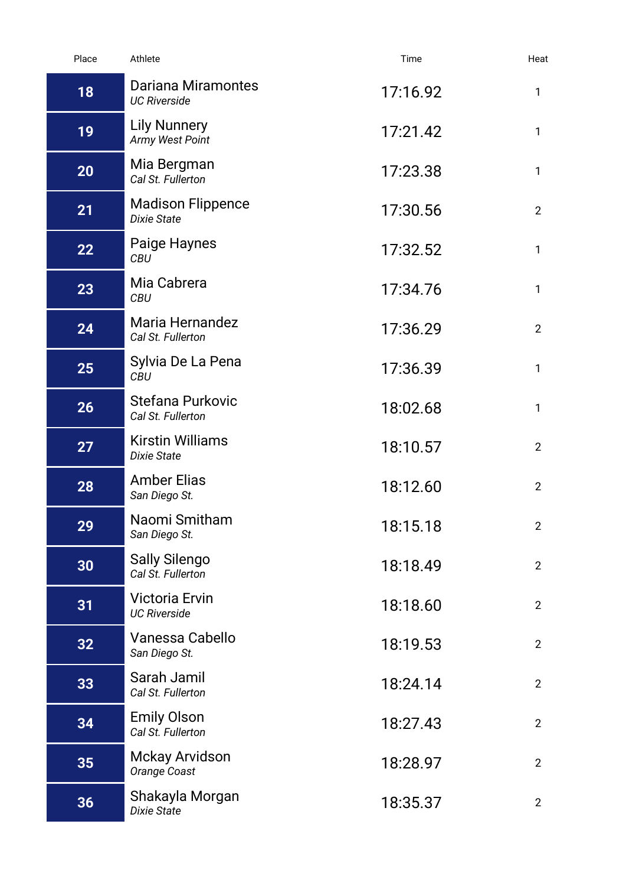| Place | Athlete | Time | Heat |
|---|---|---|---|
| 18 | Dariana Miramontes *UC Riverside* | 17:16.92 | 1 |
| 19 | Lily Nunnery *Army West Point* | 17:21.42 | 1 |
| 20 | Mia Bergman *Cal St. Fullerton* | 17:23.38 | 1 |
| 21 | Madison Flippence *Dixie State* | 17:30.56 | 2 |
| 22 | Paige Haynes *CBU* | 17:32.52 | 1 |
| 23 | Mia Cabrera *CBU* | 17:34.76 | 1 |
| 24 | Maria Hernandez *Cal St. Fullerton* | 17:36.29 | 2 |
| 25 | Sylvia De La Pena *CBU* | 17:36.39 | 1 |
| 26 | Stefana Purkovic *Cal St. Fullerton* | 18:02.68 | 1 |
| 27 | Kirstin Williams *Dixie State* | 18:10.57 | 2 |
| 28 | Amber Elias *San Diego St.* | 18:12.60 | 2 |
| 29 | Naomi Smitham *San Diego St.* | 18:15.18 | 2 |
| 30 | Sally Silengo *Cal St. Fullerton* | 18:18.49 | 2 |
| 31 | Victoria Ervin *UC Riverside* | 18:18.60 | 2 |
| 32 | Vanessa Cabello *San Diego St.* | 18:19.53 | 2 |
| 33 | Sarah Jamil *Cal St. Fullerton* | 18:24.14 | 2 |
| 34 | Emily Olson *Cal St. Fullerton* | 18:27.43 | 2 |
| 35 | Mckay Arvidson *Orange Coast* | 18:28.97 | 2 |
| 36 | Shakayla Morgan *Dixie State* | 18:35.37 | 2 |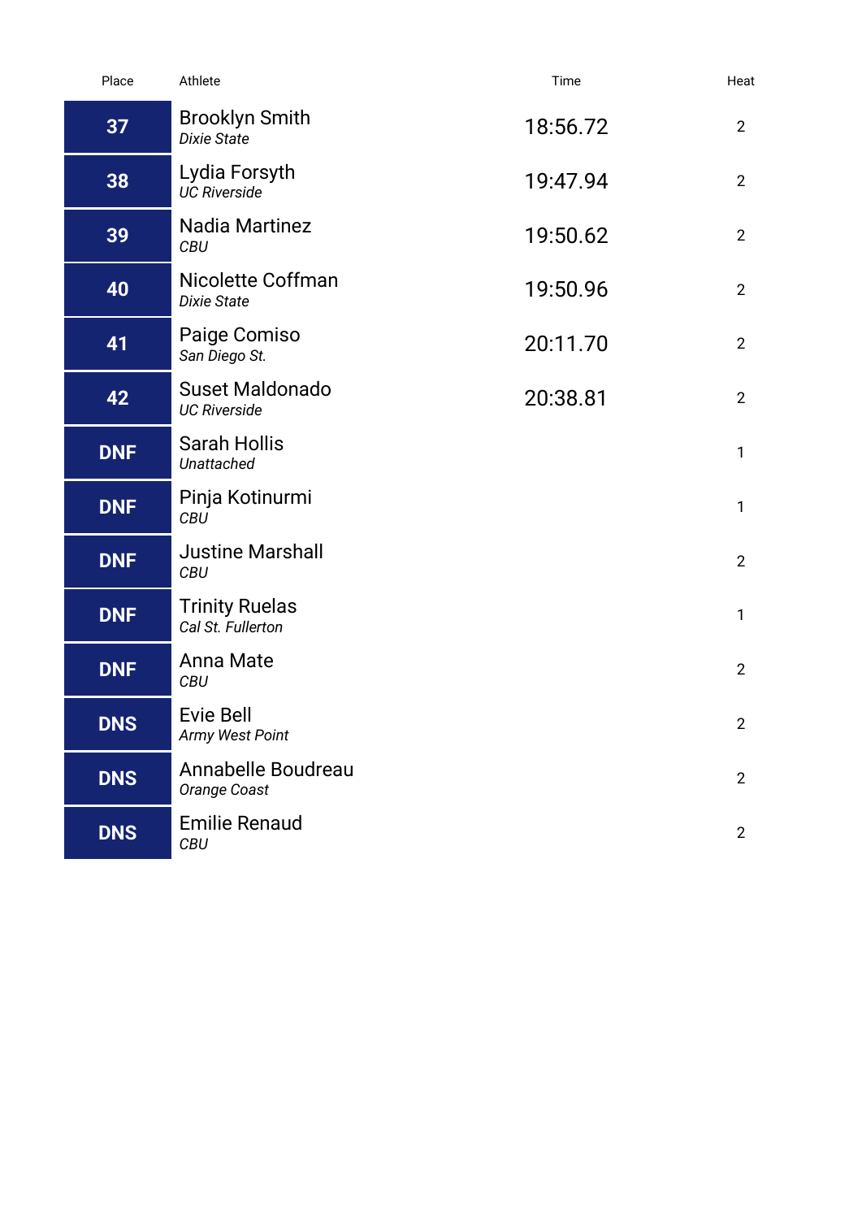| Place | Athlete | Time | Heat |
| --- | --- | --- | --- |
| 37 | Brooklyn Smith *Dixie State* | 18:56.72 | 2 |
| 38 | Lydia Forsyth *UC Riverside* | 19:47.94 | 2 |
| 39 | Nadia Martinez *CBU* | 19:50.62 | 2 |
| 40 | Nicolette Coffman *Dixie State* | 19:50.96 | 2 |
| 41 | Paige Comiso *San Diego St.* | 20:11.70 | 2 |
| 42 | Suset Maldonado *UC Riverside* | 20:38.81 | 2 |
| DNF | Sarah Hollis *Unattached* | | 1 |
| DNF | Pinja Kotinurmi *CBU* | | 1 |
| DNF | Justine Marshall *CBU* | | 2 |
| DNF | Trinity Ruelas *Cal St. Fullerton* | | 1 |
| DNF | Anna Mate *CBU* | | 2 |
| DNS | Evie Bell *Army West Point* | | 2 |
| DNS | Annabelle Boudreau *Orange Coast* | | 2 |
| DNS | Emilie Renaud *CBU* | | 2 |